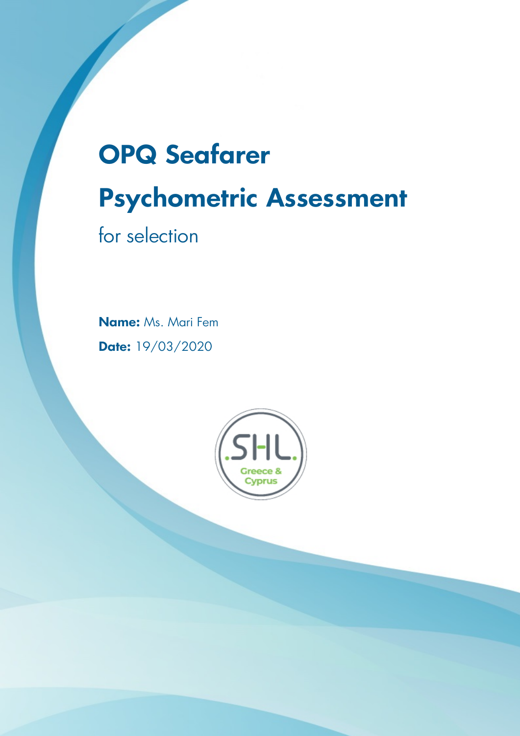# OPQ Seafarer

# Psychometric Assessment

for selection

**Name:** Ms. Mari Fem

**Date:** 19/03/2020

SHL
Greece & Cyprus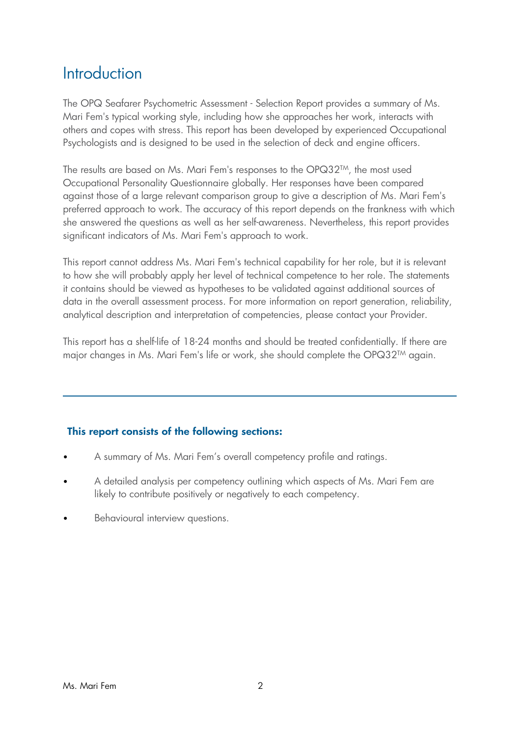# Introduction

The OPQ Seafarer Psychometric Assessment - Selection Report provides a summary of Ms. Mari Fem's typical working style, including how she approaches her work, interacts with others and copes with stress. This report has been developed by experienced Occupational Psychologists and is designed to be used in the selection of deck and engine officers.

The results are based on Ms. Mari Fem's responses to the OPQ32™, the most used Occupational Personality Questionnaire globally. Her responses have been compared against those of a large relevant comparison group to give a description of Ms. Mari Fem's preferred approach to work. The accuracy of this report depends on the frankness with which she answered the questions as well as her self-awareness. Nevertheless, this report provides significant indicators of Ms. Mari Fem's approach to work.

This report cannot address Ms. Mari Fem's technical capability for her role, but it is relevant to how she will probably apply her level of technical competence to her role. The statements it contains should be viewed as hypotheses to be validated against additional sources of data in the overall assessment process. For more information on report generation, reliability, analytical description and interpretation of competencies, please contact your Provider.

This report has a shelf-life of 18-24 months and should be treated confidentially. If there are major changes in Ms. Mari Fem's life or work, she should complete the OPQ32™ again.

---

**This report consists of the following sections:**

- A summary of Ms. Mari Fem’s overall competency profile and ratings.
- A detailed analysis per competency outlining which aspects of Ms. Mari Fem are likely to contribute positively or negatively to each competency.
- Behavioural interview questions.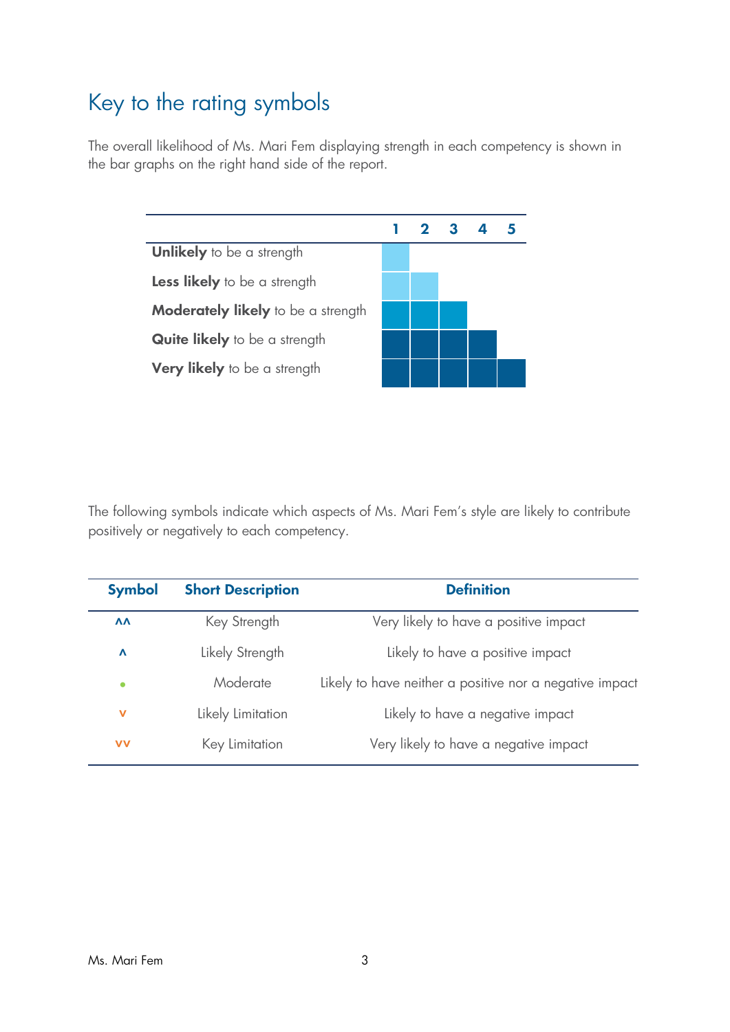# Key to the rating symbols

The overall likelihood of Ms. Mari Fem displaying strength in each competency is shown in the bar graphs on the right hand side of the report.

| | 1 | 2 | 3 | 4 | 5 |
|---|---|---|---|---|---|
| **Unlikely** to be a strength | ■ | | | | |
| **Less likely** to be a strength | ■ | ■ | | | |
| **Moderately likely** to be a strength | ■ | ■ | ■ | | |
| **Quite likely** to be a strength | ■ | ■ | ■ | ■ | |
| **Very likely** to be a strength | ■ | ■ | ■ | ■ | ■ |

The following symbols indicate which aspects of Ms. Mari Fem's style are likely to contribute positively or negatively to each competency.

| Symbol | Short Description | Definition |
|---|---|---|
| ^^ | Key Strength | Very likely to have a positive impact |
| ^ | Likely Strength | Likely to have a positive impact |
| • | Moderate | Likely to have neither a positive nor a negative impact |
| v | Likely Limitation | Likely to have a negative impact |
| vv | Key Limitation | Very likely to have a negative impact |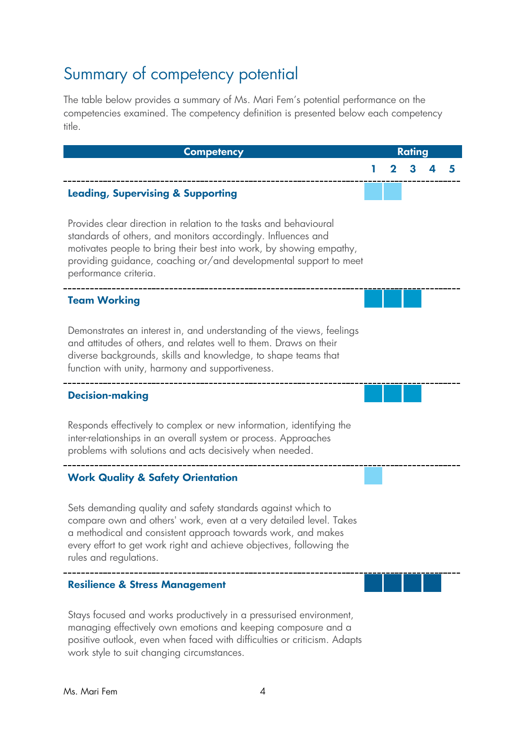# Summary of competency potential

The table below provides a summary of Ms. Mari Fem's potential performance on the competencies examined. The competency definition is presented below each competency title.

| Competency | Rating |
|---|---|
| | 1 2 3 4 5 |
| **Leading, Supervising & Supporting**<br><br>Provides clear direction in relation to the tasks and behavioural standards of others, and monitors accordingly. Influences and motivates people to bring their best into work, by showing empathy, providing guidance, coaching or/and developmental support to meet performance criteria. | 2 |
| **Team Working**<br><br>Demonstrates an interest in, and understanding of the views, feelings and attitudes of others, and relates well to them. Draws on their diverse backgrounds, skills and knowledge, to shape teams that function with unity, harmony and supportiveness. | 3 |
| **Decision-making**<br><br>Responds effectively to complex or new information, identifying the inter-relationships in an overall system or process. Approaches problems with solutions and acts decisively when needed. | 3 |
| **Work Quality & Safety Orientation**<br><br>Sets demanding quality and safety standards against which to compare own and others' work, even at a very detailed level. Takes a methodical and consistent approach towards work, and makes every effort to get work right and achieve objectives, following the rules and regulations. | 1 |
| **Resilience & Stress Management**<br><br>Stays focused and works productively in a pressurised environment, managing effectively own emotions and keeping composure and a positive outlook, even when faced with difficulties or criticism. Adapts work style to suit changing circumstances. | 4 |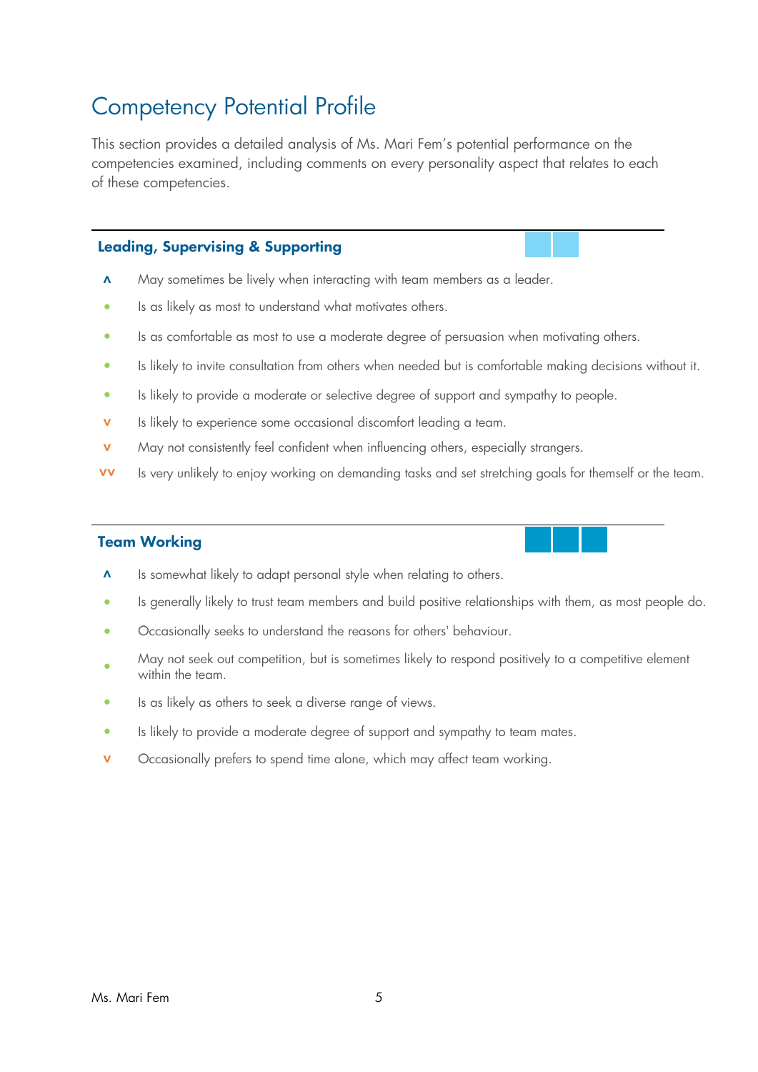# Competency Potential Profile

This section provides a detailed analysis of Ms. Mari Fem's potential performance on the competencies examined, including comments on every personality aspect that relates to each of these competencies.

## Leading, Supervising & Supporting

- ^ May sometimes be lively when interacting with team members as a leader.
- • Is as likely as most to understand what motivates others.
- • Is as comfortable as most to use a moderate degree of persuasion when motivating others.
- • Is likely to invite consultation from others when needed but is comfortable making decisions without it.
- • Is likely to provide a moderate or selective degree of support and sympathy to people.
- v Is likely to experience some occasional discomfort leading a team.
- v May not consistently feel confident when influencing others, especially strangers.
- vv Is very unlikely to enjoy working on demanding tasks and set stretching goals for themself or the team.

## Team Working

- ^ Is somewhat likely to adapt personal style when relating to others.
- • Is generally likely to trust team members and build positive relationships with them, as most people do.
- • Occasionally seeks to understand the reasons for others' behaviour.
- • May not seek out competition, but is sometimes likely to respond positively to a competitive element within the team.
- • Is as likely as others to seek a diverse range of views.
- • Is likely to provide a moderate degree of support and sympathy to team mates.
- v Occasionally prefers to spend time alone, which may affect team working.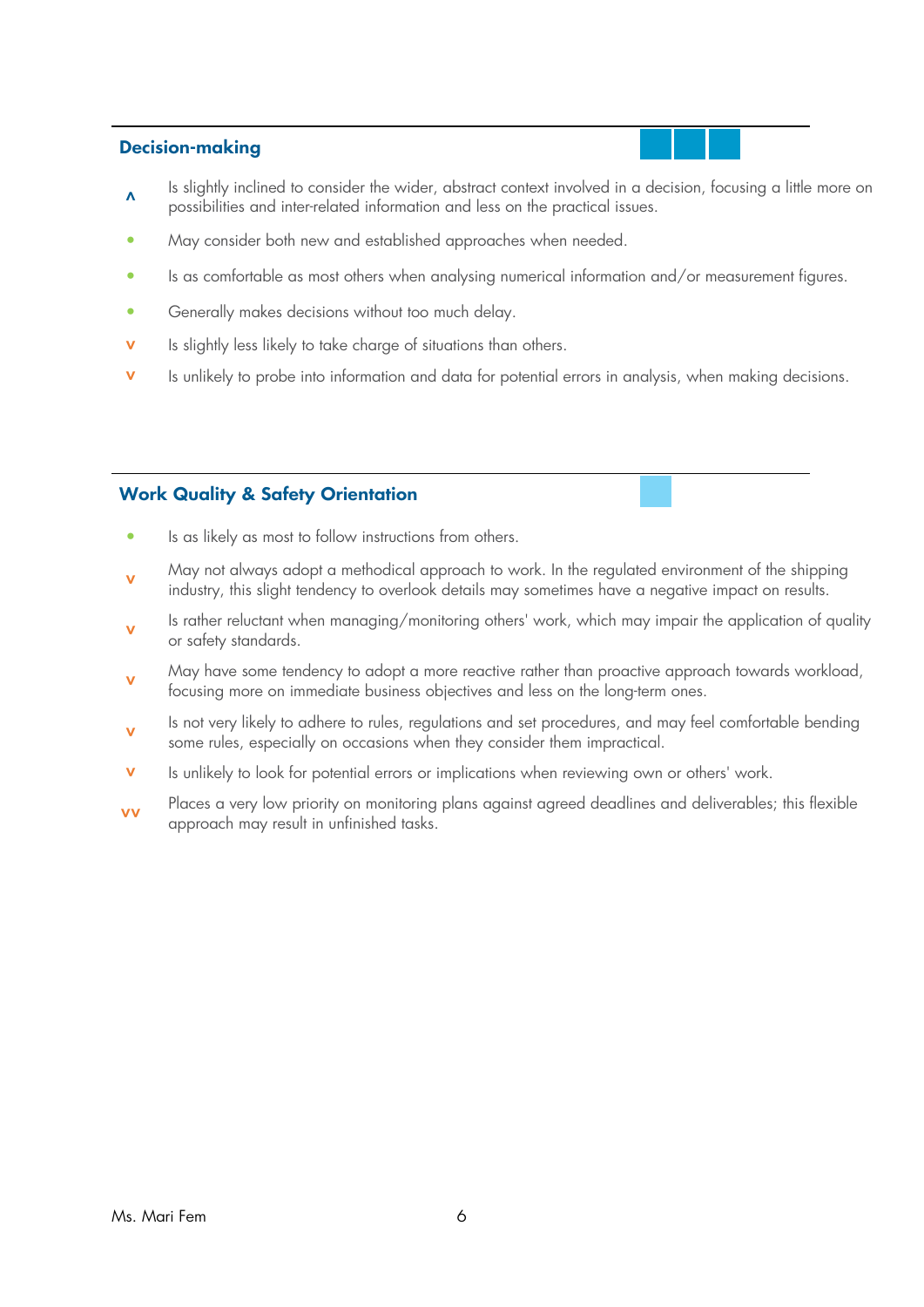## Decision-making

^ Is slightly inclined to consider the wider, abstract context involved in a decision, focusing a little more on possibilities and inter-related information and less on the practical issues.

- May consider both new and established approaches when needed.
- Is as comfortable as most others when analysing numerical information and/or measurement figures.
- Generally makes decisions without too much delay.

v Is slightly less likely to take charge of situations than others.

v Is unlikely to probe into information and data for potential errors in analysis, when making decisions.

## Work Quality & Safety Orientation

- Is as likely as most to follow instructions from others.

v May not always adopt a methodical approach to work. In the regulated environment of the shipping industry, this slight tendency to overlook details may sometimes have a negative impact on results.

v Is rather reluctant when managing/monitoring others' work, which may impair the application of quality or safety standards.

v May have some tendency to adopt a more reactive rather than proactive approach towards workload, focusing more on immediate business objectives and less on the long-term ones.

v Is not very likely to adhere to rules, regulations and set procedures, and may feel comfortable bending some rules, especially on occasions when they consider them impractical.

v Is unlikely to look for potential errors or implications when reviewing own or others' work.

vv Places a very low priority on monitoring plans against agreed deadlines and deliverables; this flexible approach may result in unfinished tasks.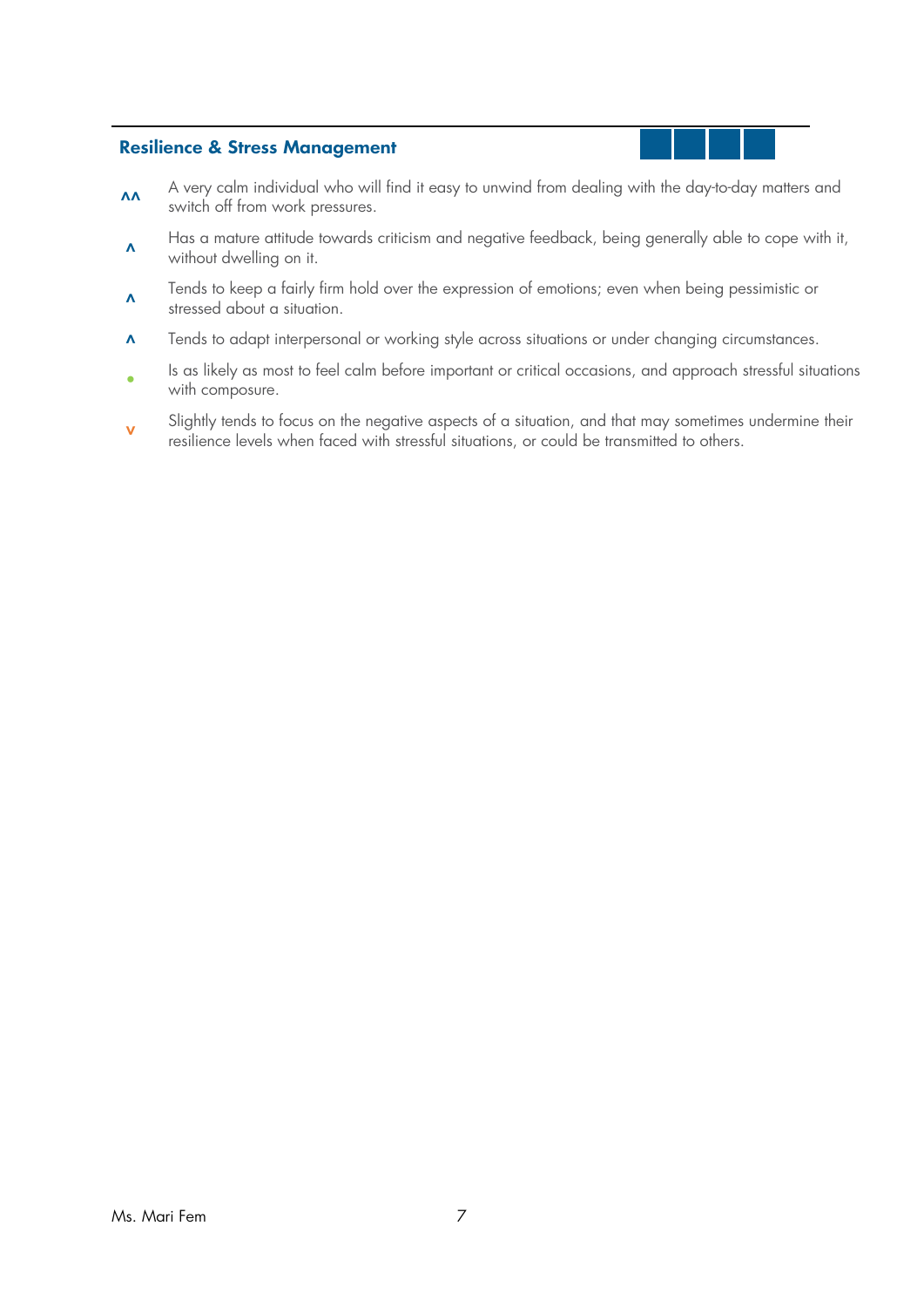## Resilience & Stress Management

- ^^ A very calm individual who will find it easy to unwind from dealing with the day-to-day matters and switch off from work pressures.
- ^ Has a mature attitude towards criticism and negative feedback, being generally able to cope with it, without dwelling on it.
- ^ Tends to keep a fairly firm hold over the expression of emotions; even when being pessimistic or stressed about a situation.
- ^ Tends to adapt interpersonal or working style across situations or under changing circumstances.
- • Is as likely as most to feel calm before important or critical occasions, and approach stressful situations with composure.
- v Slightly tends to focus on the negative aspects of a situation, and that may sometimes undermine their resilience levels when faced with stressful situations, or could be transmitted to others.

Ms. Mari Fem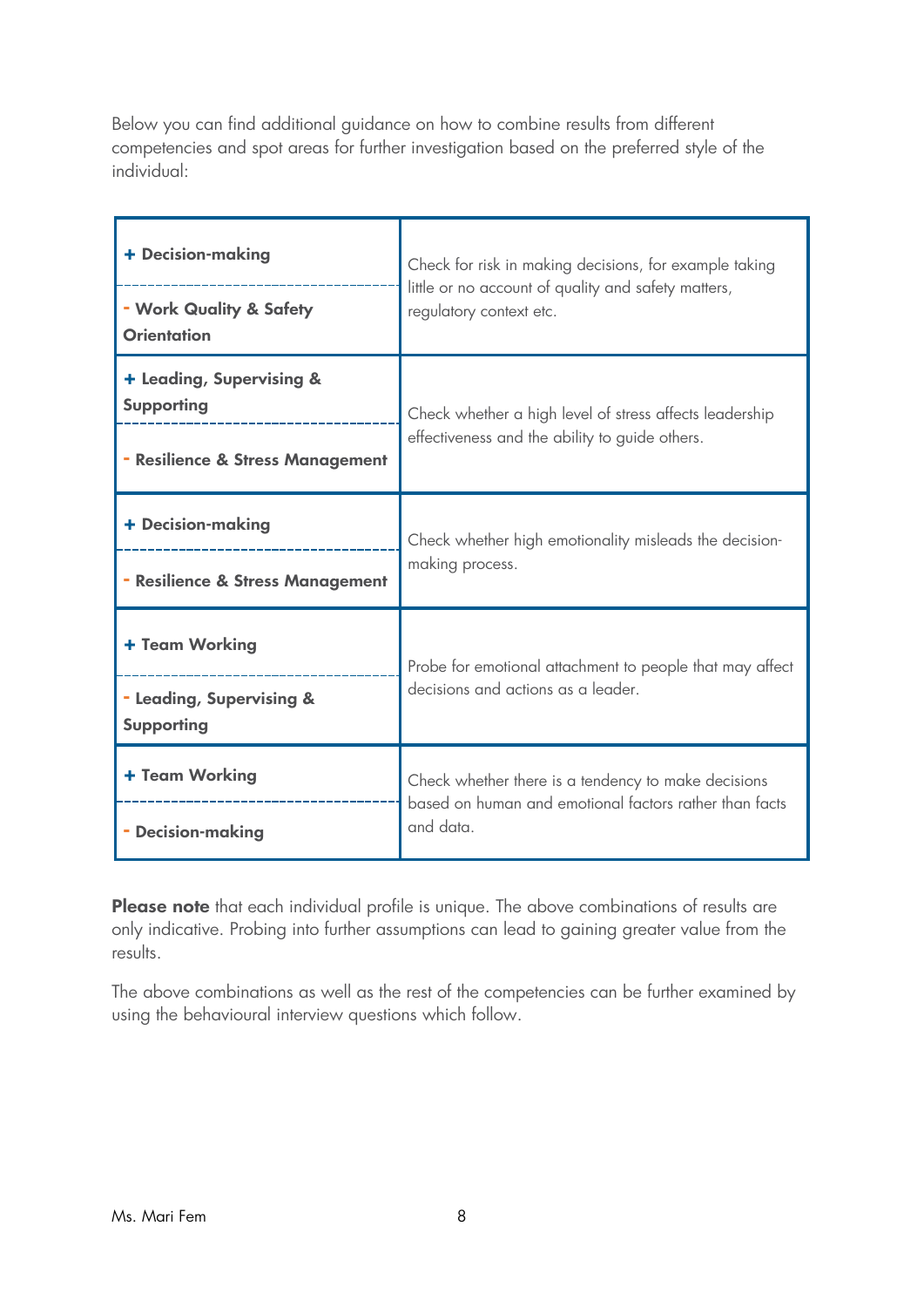Below you can find additional guidance on how to combine results from different competencies and spot areas for further investigation based on the preferred style of the individual:

| Competency combination | Guidance |
| --- | --- |
| **+ Decision-making**<br>**- Work Quality & Safety Orientation** | Check for risk in making decisions, for example taking little or no account of quality and safety matters, regulatory context etc. |
| **+ Leading, Supervising & Supporting**<br>**- Resilience & Stress Management** | Check whether a high level of stress affects leadership effectiveness and the ability to guide others. |
| **+ Decision-making**<br>**- Resilience & Stress Management** | Check whether high emotionality misleads the decision-making process. |
| **+ Team Working**<br>**- Leading, Supervising & Supporting** | Probe for emotional attachment to people that may affect decisions and actions as a leader. |
| **+ Team Working**<br>**- Decision-making** | Check whether there is a tendency to make decisions based on human and emotional factors rather than facts and data. |

**Please note** that each individual profile is unique. The above combinations of results are only indicative. Probing into further assumptions can lead to gaining greater value from the results.

The above combinations as well as the rest of the competencies can be further examined by using the behavioural interview questions which follow.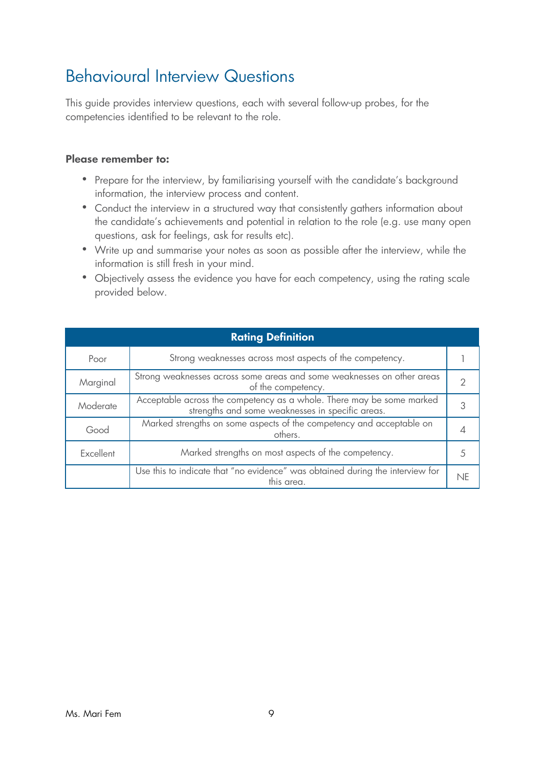# Behavioural Interview Questions

This guide provides interview questions, each with several follow-up probes, for the competencies identified to be relevant to the role.

**Please remember to:**

- Prepare for the interview, by familiarising yourself with the candidate's background information, the interview process and content.
- Conduct the interview in a structured way that consistently gathers information about the candidate's achievements and potential in relation to the role (e.g. use many open questions, ask for feelings, ask for results etc).
- Write up and summarise your notes as soon as possible after the interview, while the information is still fresh in your mind.
- Objectively assess the evidence you have for each competency, using the rating scale provided below.

| Rating Definition | | |
|---|---|---|
| Poor | Strong weaknesses across most aspects of the competency. | 1 |
| Marginal | Strong weaknesses across some areas and some weaknesses on other areas of the competency. | 2 |
| Moderate | Acceptable across the competency as a whole. There may be some marked strengths and some weaknesses in specific areas. | 3 |
| Good | Marked strengths on some aspects of the competency and acceptable on others. | 4 |
| Excellent | Marked strengths on most aspects of the competency. | 5 |
| | Use this to indicate that "no evidence" was obtained during the interview for this area. | NE |

Ms. Mari Fem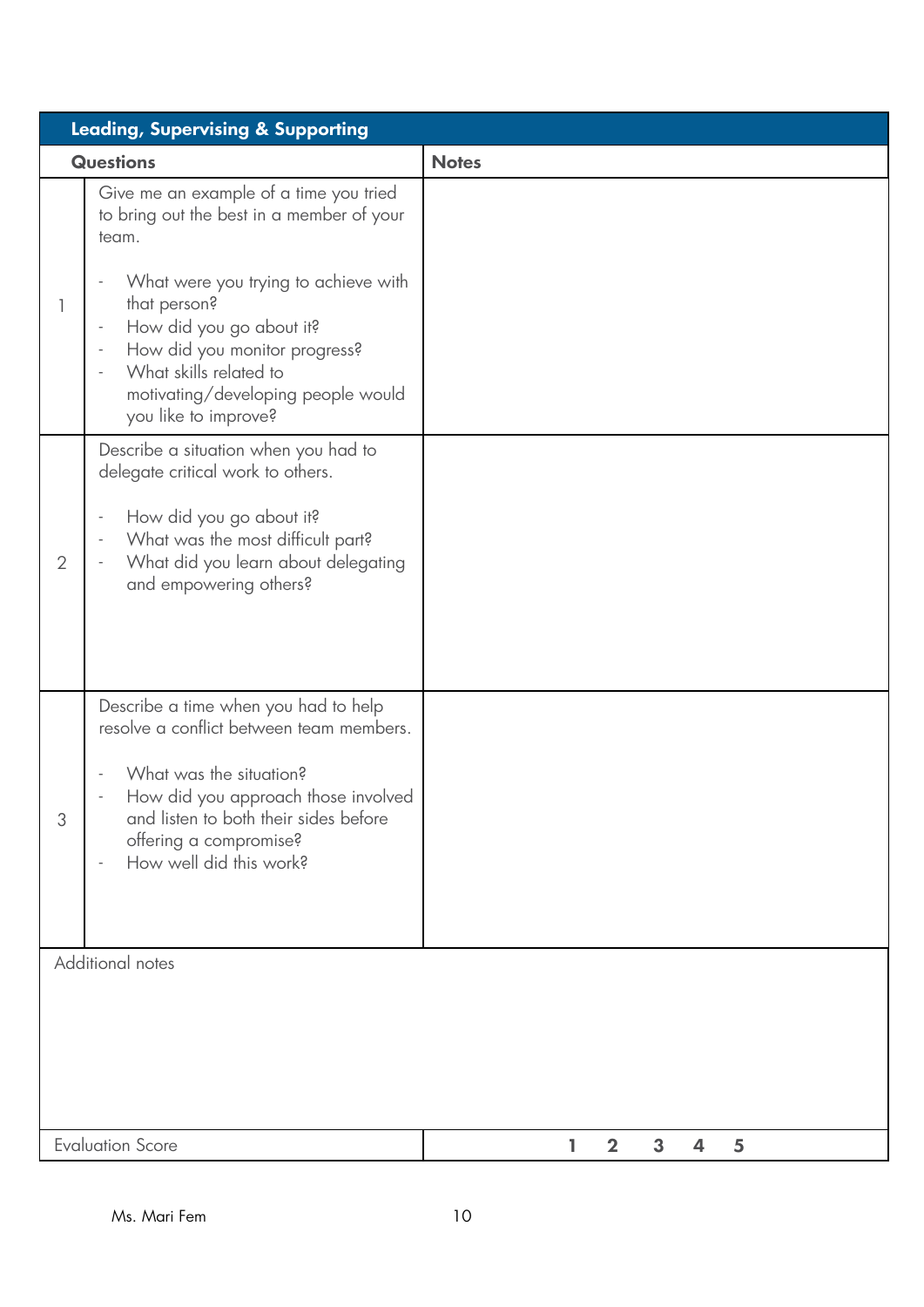## Leading, Supervising & Supporting

| | Questions | Notes |
|---|---|---|
| 1 | Give me an example of a time you tried to bring out the best in a member of your team.<br><br>- What were you trying to achieve with that person?<br>- How did you go about it?<br>- How did you monitor progress?<br>- What skills related to motivating/developing people would you like to improve? | |
| 2 | Describe a situation when you had to delegate critical work to others.<br><br>- How did you go about it?<br>- What was the most difficult part?<br>- What did you learn about delegating and empowering others? | |
| 3 | Describe a time when you had to help resolve a conflict between team members.<br><br>- What was the situation?<br>- How did you approach those involved and listen to both their sides before offering a compromise?<br>- How well did this work? | |

Additional notes

| Evaluation Score | **1 2 3 4 5** |
|---|---|

Ms. Mari Fem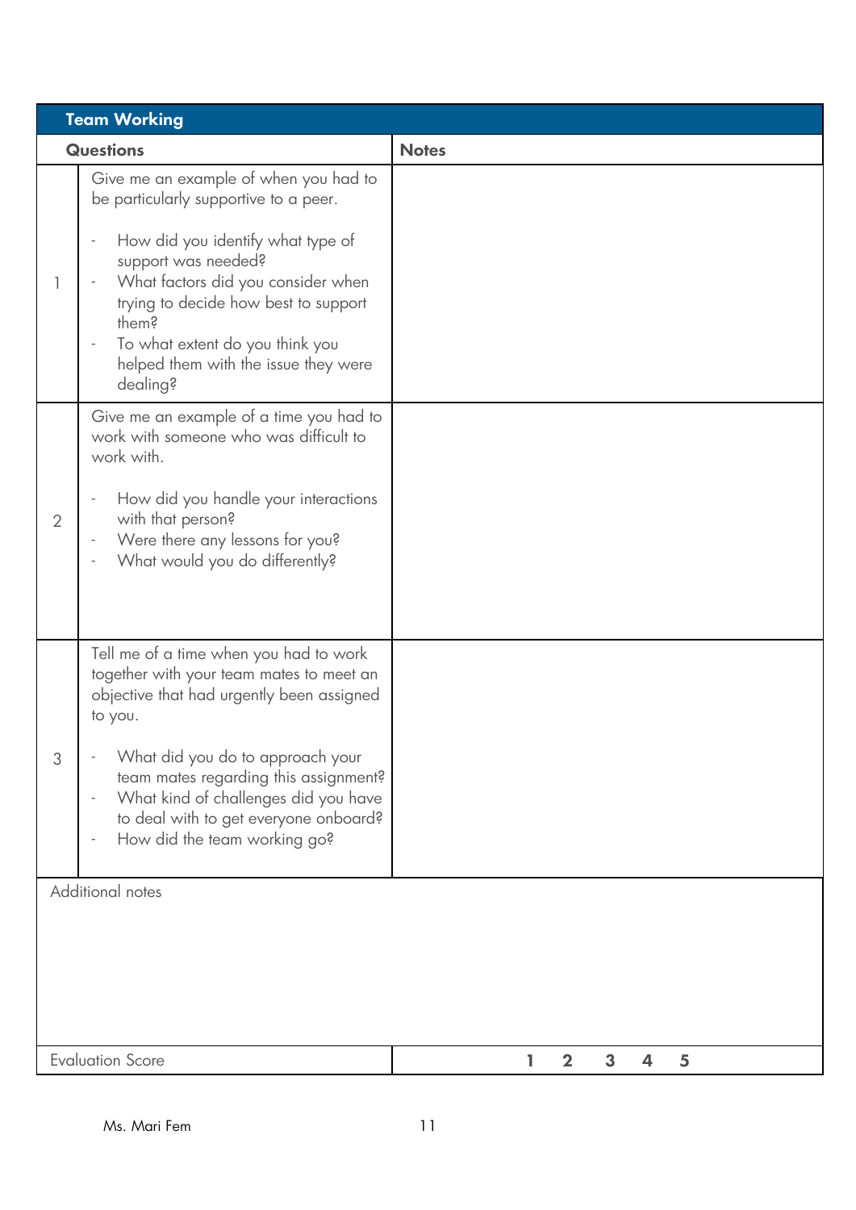## Team Working

| | Questions | Notes |
|---|---|---|
| 1 | Give me an example of when you had to be particularly supportive to a peer.<br><br>- How did you identify what type of support was needed?<br>- What factors did you consider when trying to decide how best to support them?<br>- To what extent do you think you helped them with the issue they were dealing? | |
| 2 | Give me an example of a time you had to work with someone who was difficult to work with.<br><br>- How did you handle your interactions with that person?<br>- Were there any lessons for you?<br>- What would you do differently? | |
| 3 | Tell me of a time when you had to work together with your team mates to meet an objective that had urgently been assigned to you.<br><br>- What did you do to approach your team mates regarding this assignment?<br>- What kind of challenges did you have to deal with to get everyone onboard?<br>- How did the team working go? | |

Additional notes

| Evaluation Score | **1 2 3 4 5** |
|---|---|

Ms. Mari Fem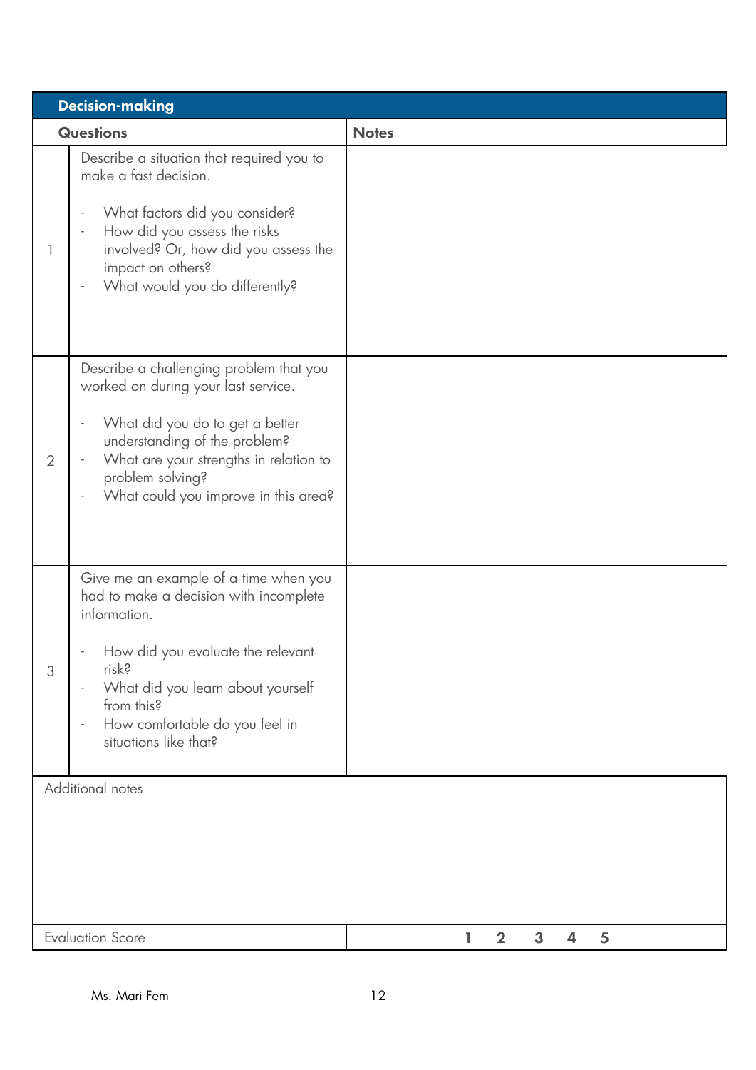| Decision-making | | |
|---|---|---|
| **Questions** | | **Notes** |
| 1 | Describe a situation that required you to make a fast decision.<br><br>- What factors did you consider?<br>- How did you assess the risks involved? Or, how did you assess the impact on others?<br>- What would you do differently? | |
| 2 | Describe a challenging problem that you worked on during your last service.<br><br>- What did you do to get a better understanding of the problem?<br>- What are your strengths in relation to problem solving?<br>- What could you improve in this area? | |
| 3 | Give me an example of a time when you had to make a decision with incomplete information.<br><br>- How did you evaluate the relevant risk?<br>- What did you learn about yourself from this?<br>- How comfortable do you feel in situations like that? | |
| Additional notes | | |
| Evaluation Score | | **1 2 3 4 5** |

Ms. Mari Fem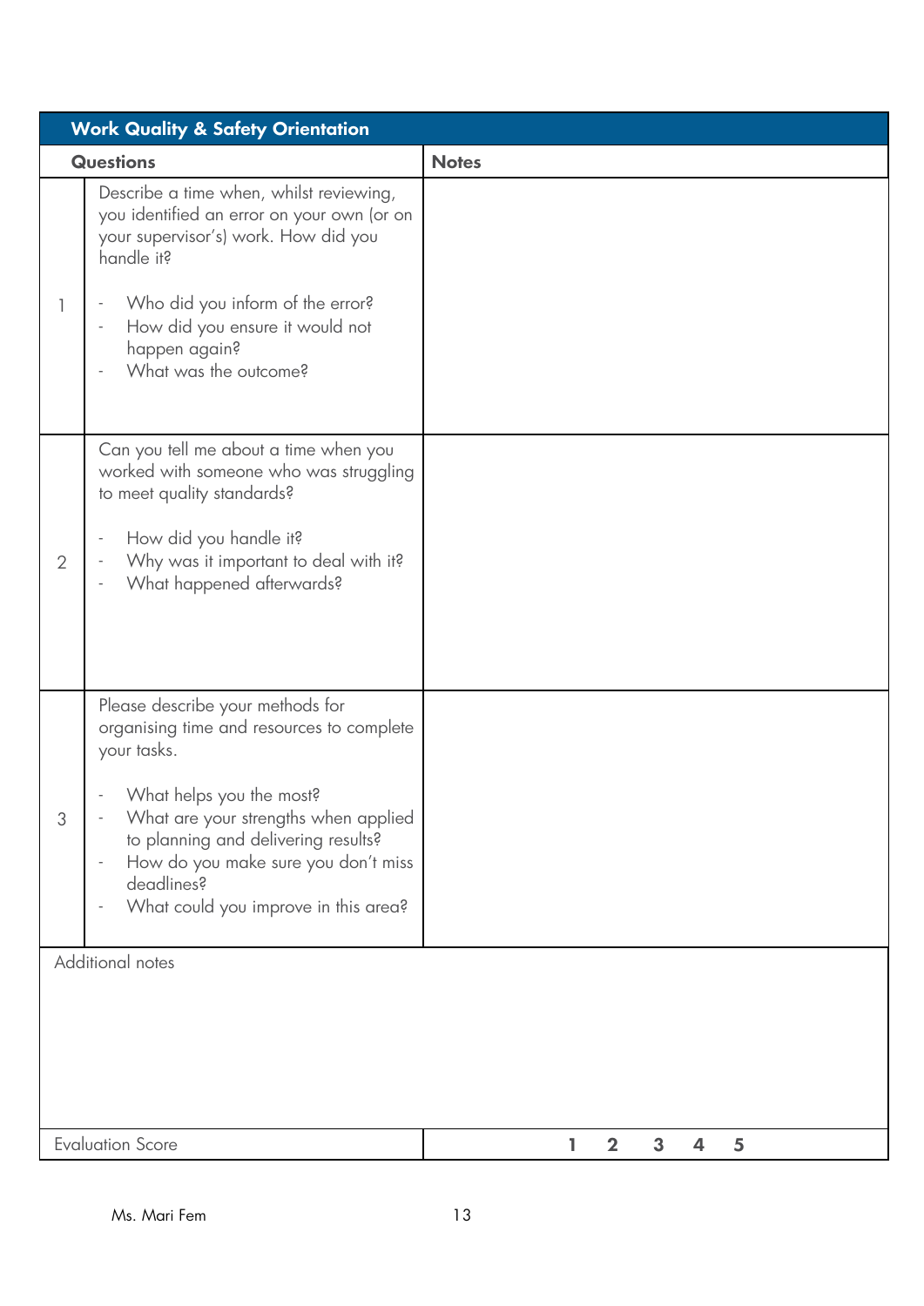## Work Quality & Safety Orientation

| | Questions | Notes |
|---|---|---|
| 1 | Describe a time when, whilst reviewing, you identified an error on your own (or on your supervisor's) work. How did you handle it?<br><br>- Who did you inform of the error?<br>- How did you ensure it would not happen again?<br>- What was the outcome? | |
| 2 | Can you tell me about a time when you worked with someone who was struggling to meet quality standards?<br><br>- How did you handle it?<br>- Why was it important to deal with it?<br>- What happened afterwards? | |
| 3 | Please describe your methods for organising time and resources to complete your tasks.<br><br>- What helps you the most?<br>- What are your strengths when applied to planning and delivering results?<br>- How do you make sure you don't miss deadlines?<br>- What could you improve in this area? | |

Additional notes

| Evaluation Score | **1 2 3 4 5** |
|---|---|

Ms. Mari Fem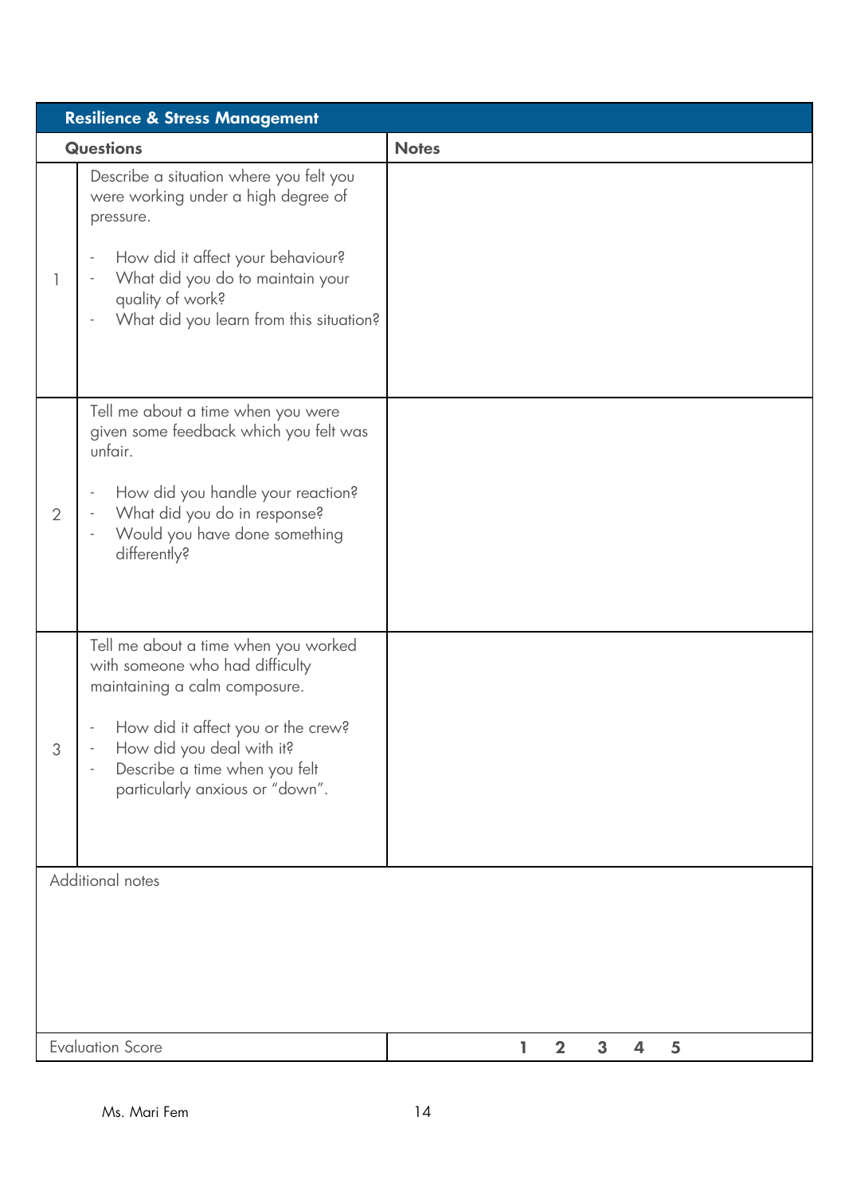## Resilience & Stress Management

| | Questions | Notes |
|---|---|---|
| 1 | Describe a situation where you felt you were working under a high degree of pressure.<br><br>- How did it affect your behaviour?<br>- What did you do to maintain your quality of work?<br>- What did you learn from this situation? | |
| 2 | Tell me about a time when you were given some feedback which you felt was unfair.<br><br>- How did you handle your reaction?<br>- What did you do in response?<br>- Would you have done something differently? | |
| 3 | Tell me about a time when you worked with someone who had difficulty maintaining a calm composure.<br><br>- How did it affect you or the crew?<br>- How did you deal with it?<br>- Describe a time when you felt particularly anxious or "down". | |

Additional notes

| Evaluation Score | **1 2 3 4 5** |
|---|---|

Ms. Mari Fem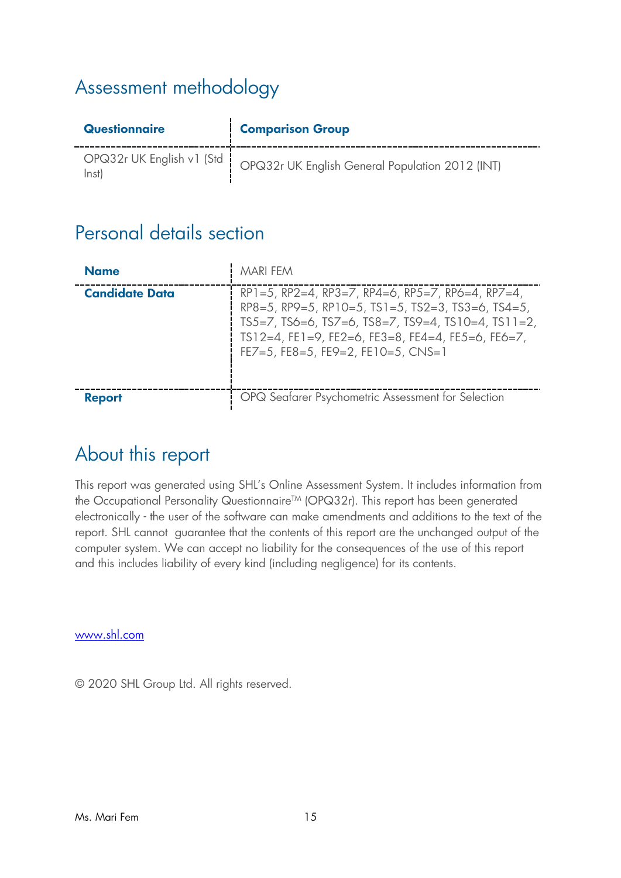## Assessment methodology

| Questionnaire | Comparison Group |
| --- | --- |
| OPQ32r UK English v1 (Std Inst) | OPQ32r UK English General Population 2012 (INT) |

## Personal details section

| | |
| --- | --- |
| **Name** | MARI FEM |
| **Candidate Data** | RP1=5, RP2=4, RP3=7, RP4=6, RP5=7, RP6=4, RP7=4, RP8=5, RP9=5, RP10=5, TS1=5, TS2=3, TS3=6, TS4=5, TS5=7, TS6=6, TS7=6, TS8=7, TS9=4, TS10=4, TS11=2, TS12=4, FE1=9, FE2=6, FE3=8, FE4=4, FE5=6, FE6=7, FE7=5, FE8=5, FE9=2, FE10=5, CNS=1 |
| **Report** | OPQ Seafarer Psychometric Assessment for Selection |

## About this report

This report was generated using SHL's Online Assessment System. It includes information from the Occupational Personality Questionnaire™ (OPQ32r). This report has been generated electronically - the user of the software can make amendments and additions to the text of the report. SHL cannot guarantee that the contents of this report are the unchanged output of the computer system. We can accept no liability for the consequences of the use of this report and this includes liability of every kind (including negligence) for its contents.

www.shl.com

© 2020 SHL Group Ltd. All rights reserved.